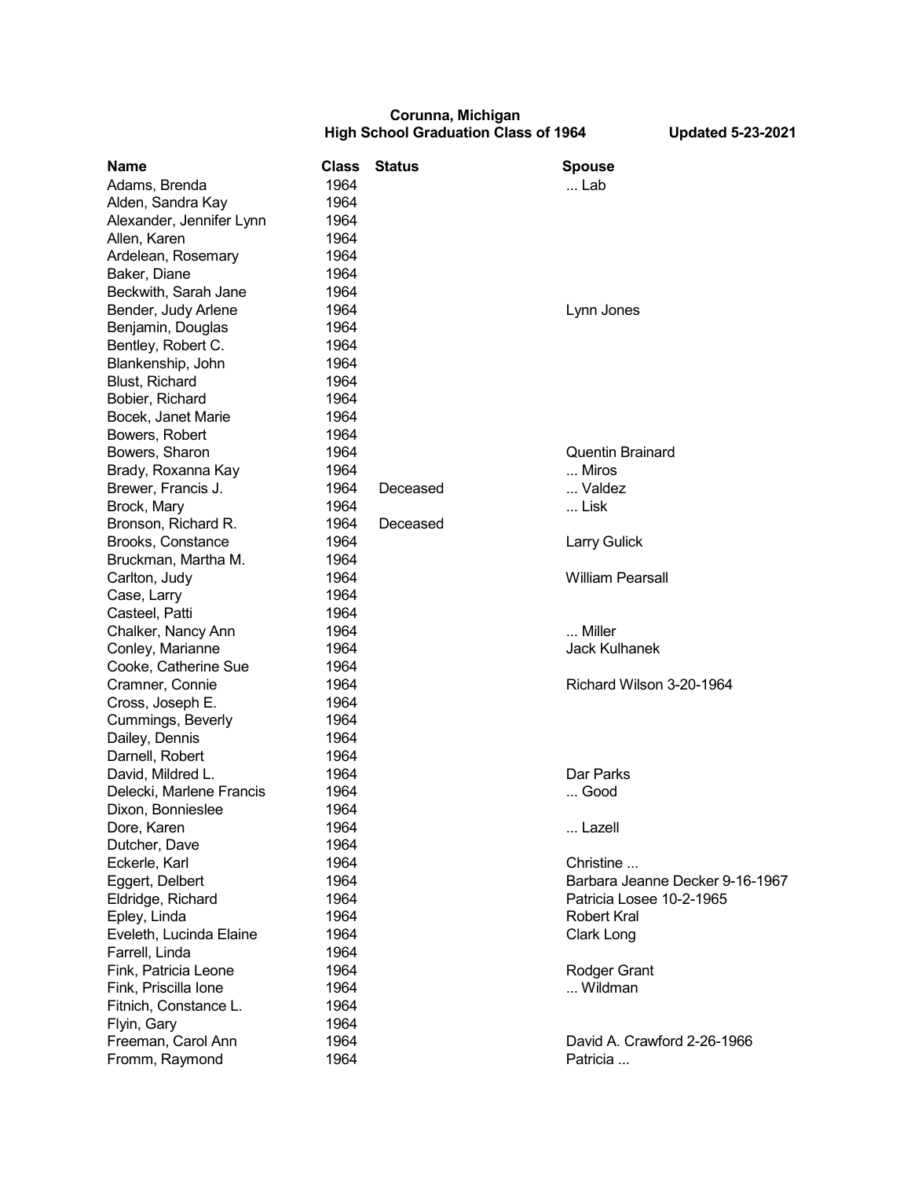**Corunna, Michigan**
**High School Graduation Class of 1964** **Updated 5-23-2021**

| Name | Class | Status | Spouse |
|---|---|---|---|
| Adams, Brenda | 1964 | | ... Lab |
| Alden, Sandra Kay | 1964 | | |
| Alexander, Jennifer Lynn | 1964 | | |
| Allen, Karen | 1964 | | |
| Ardelean, Rosemary | 1964 | | |
| Baker, Diane | 1964 | | |
| Beckwith, Sarah Jane | 1964 | | |
| Bender, Judy Arlene | 1964 | | Lynn Jones |
| Benjamin, Douglas | 1964 | | |
| Bentley, Robert C. | 1964 | | |
| Blankenship, John | 1964 | | |
| Blust, Richard | 1964 | | |
| Bobier, Richard | 1964 | | |
| Bocek, Janet Marie | 1964 | | |
| Bowers, Robert | 1964 | | |
| Bowers, Sharon | 1964 | | Quentin Brainard |
| Brady, Roxanna Kay | 1964 | | ... Miros |
| Brewer, Francis J. | 1964 | Deceased | ... Valdez |
| Brock, Mary | 1964 | | ... Lisk |
| Bronson, Richard R. | 1964 | Deceased | |
| Brooks, Constance | 1964 | | Larry Gulick |
| Bruckman, Martha M. | 1964 | | |
| Carlton, Judy | 1964 | | William Pearsall |
| Case, Larry | 1964 | | |
| Casteel, Patti | 1964 | | |
| Chalker, Nancy Ann | 1964 | | ... Miller |
| Conley, Marianne | 1964 | | Jack Kulhanek |
| Cooke, Catherine Sue | 1964 | | |
| Cramner, Connie | 1964 | | Richard Wilson 3-20-1964 |
| Cross, Joseph E. | 1964 | | |
| Cummings, Beverly | 1964 | | |
| Dailey, Dennis | 1964 | | |
| Darnell, Robert | 1964 | | |
| David, Mildred L. | 1964 | | Dar Parks |
| Delecki, Marlene Francis | 1964 | | ... Good |
| Dixon, Bonnieslee | 1964 | | |
| Dore, Karen | 1964 | | ... Lazell |
| Dutcher, Dave | 1964 | | |
| Eckerle, Karl | 1964 | | Christine ... |
| Eggert, Delbert | 1964 | | Barbara Jeanne Decker 9-16-1967 |
| Eldridge, Richard | 1964 | | Patricia Losee 10-2-1965 |
| Epley, Linda | 1964 | | Robert Kral |
| Eveleth, Lucinda Elaine | 1964 | | Clark Long |
| Farrell, Linda | 1964 | | |
| Fink, Patricia Leone | 1964 | | Rodger Grant |
| Fink, Priscilla Ione | 1964 | | ... Wildman |
| Fitnich, Constance L. | 1964 | | |
| Flyin, Gary | 1964 | | |
| Freeman, Carol Ann | 1964 | | David A. Crawford 2-26-1966 |
| Fromm, Raymond | 1964 | | Patricia ... |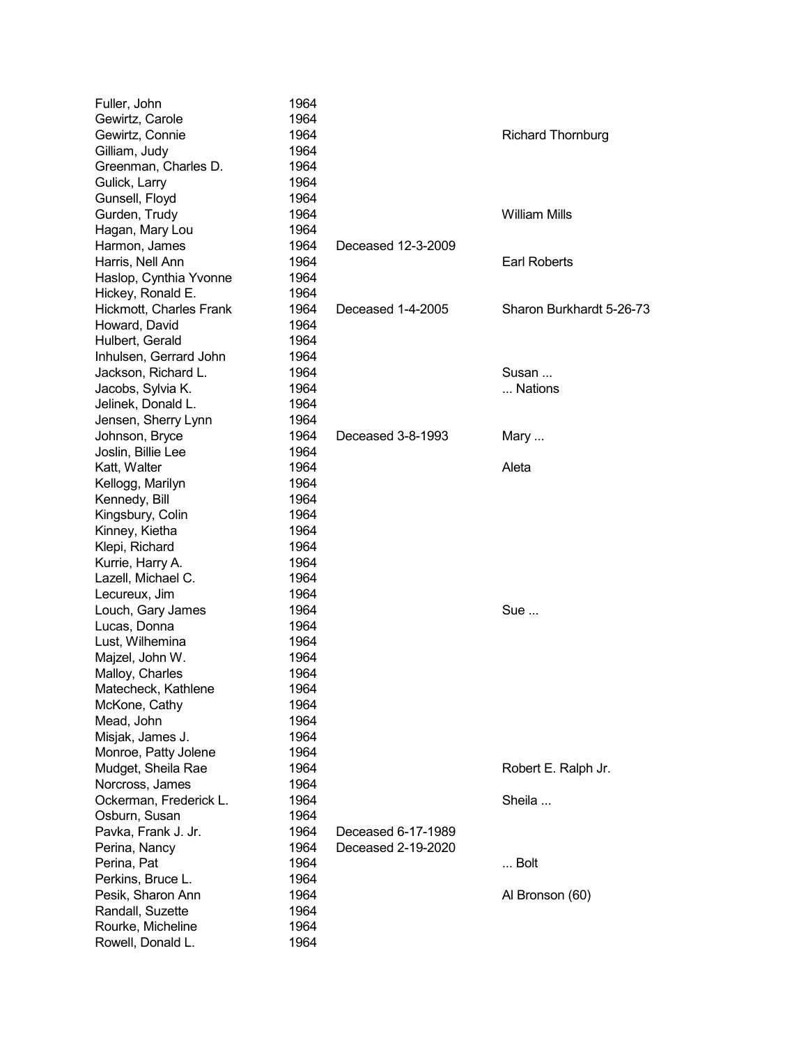| | | | |
|---|---|---|---|
| Fuller, John | 1964 | | |
| Gewirtz, Carole | 1964 | | |
| Gewirtz, Connie | 1964 | | Richard Thornburg |
| Gilliam, Judy | 1964 | | |
| Greenman, Charles D. | 1964 | | |
| Gulick, Larry | 1964 | | |
| Gunsell, Floyd | 1964 | | |
| Gurden, Trudy | 1964 | | William Mills |
| Hagan, Mary Lou | 1964 | | |
| Harmon, James | 1964 | Deceased 12-3-2009 | |
| Harris, Nell Ann | 1964 | | Earl Roberts |
| Haslop, Cynthia Yvonne | 1964 | | |
| Hickey, Ronald E. | 1964 | | |
| Hickmott, Charles Frank | 1964 | Deceased 1-4-2005 | Sharon Burkhardt 5-26-73 |
| Howard, David | 1964 | | |
| Hulbert, Gerald | 1964 | | |
| Inhulsen, Gerrard John | 1964 | | |
| Jackson, Richard L. | 1964 | | Susan ... |
| Jacobs, Sylvia K. | 1964 | | ... Nations |
| Jelinek, Donald L. | 1964 | | |
| Jensen, Sherry Lynn | 1964 | | |
| Johnson, Bryce | 1964 | Deceased 3-8-1993 | Mary ... |
| Joslin, Billie Lee | 1964 | | |
| Katt, Walter | 1964 | | Aleta |
| Kellogg, Marilyn | 1964 | | |
| Kennedy, Bill | 1964 | | |
| Kingsbury, Colin | 1964 | | |
| Kinney, Kietha | 1964 | | |
| Klepi, Richard | 1964 | | |
| Kurrie, Harry A. | 1964 | | |
| Lazell, Michael C. | 1964 | | |
| Lecureux, Jim | 1964 | | |
| Louch, Gary James | 1964 | | Sue ... |
| Lucas, Donna | 1964 | | |
| Lust, Wilhemina | 1964 | | |
| Majzel, John W. | 1964 | | |
| Malloy, Charles | 1964 | | |
| Matecheck, Kathlene | 1964 | | |
| McKone, Cathy | 1964 | | |
| Mead, John | 1964 | | |
| Misjak, James J. | 1964 | | |
| Monroe, Patty Jolene | 1964 | | |
| Mudget, Sheila Rae | 1964 | | Robert E. Ralph Jr. |
| Norcross, James | 1964 | | |
| Ockerman, Frederick L. | 1964 | | Sheila ... |
| Osburn, Susan | 1964 | | |
| Pavka, Frank J. Jr. | 1964 | Deceased 6-17-1989 | |
| Perina, Nancy | 1964 | Deceased 2-19-2020 | |
| Perina, Pat | 1964 | | ... Bolt |
| Perkins, Bruce L. | 1964 | | |
| Pesik, Sharon Ann | 1964 | | Al Bronson (60) |
| Randall, Suzette | 1964 | | |
| Rourke, Micheline | 1964 | | |
| Rowell, Donald L. | 1964 | | |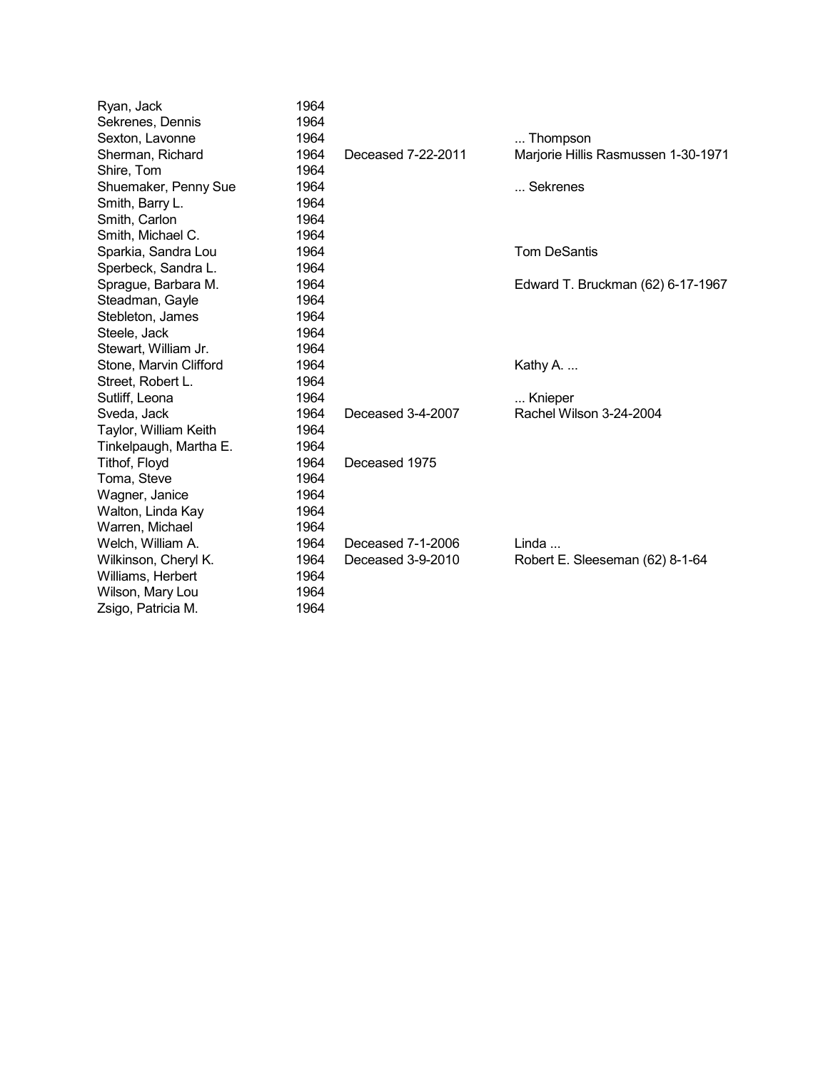| | | | |
|---|---|---|---|
| Ryan, Jack | 1964 | | |
| Sekrenes, Dennis | 1964 | | |
| Sexton, Lavonne | 1964 | | ... Thompson |
| Sherman, Richard | 1964 | Deceased 7-22-2011 | Marjorie Hillis Rasmussen 1-30-1971 |
| Shire, Tom | 1964 | | |
| Shuemaker, Penny Sue | 1964 | | ... Sekrenes |
| Smith, Barry L. | 1964 | | |
| Smith, Carlon | 1964 | | |
| Smith, Michael C. | 1964 | | |
| Sparkia, Sandra Lou | 1964 | | Tom DeSantis |
| Sperbeck, Sandra L. | 1964 | | |
| Sprague, Barbara M. | 1964 | | Edward T. Bruckman (62) 6-17-1967 |
| Steadman, Gayle | 1964 | | |
| Stebleton, James | 1964 | | |
| Steele, Jack | 1964 | | |
| Stewart, William Jr. | 1964 | | |
| Stone, Marvin Clifford | 1964 | | Kathy A. ... |
| Street, Robert L. | 1964 | | |
| Sutliff, Leona | 1964 | | ... Knieper |
| Sveda, Jack | 1964 | Deceased 3-4-2007 | Rachel Wilson 3-24-2004 |
| Taylor, William Keith | 1964 | | |
| Tinkelpaugh, Martha E. | 1964 | | |
| Tithof, Floyd | 1964 | Deceased 1975 | |
| Toma, Steve | 1964 | | |
| Wagner, Janice | 1964 | | |
| Walton, Linda Kay | 1964 | | |
| Warren, Michael | 1964 | | |
| Welch, William A. | 1964 | Deceased 7-1-2006 | Linda ... |
| Wilkinson, Cheryl K. | 1964 | Deceased 3-9-2010 | Robert E. Sleeseman (62) 8-1-64 |
| Williams, Herbert | 1964 | | |
| Wilson, Mary Lou | 1964 | | |
| Zsigo, Patricia M. | 1964 | | |